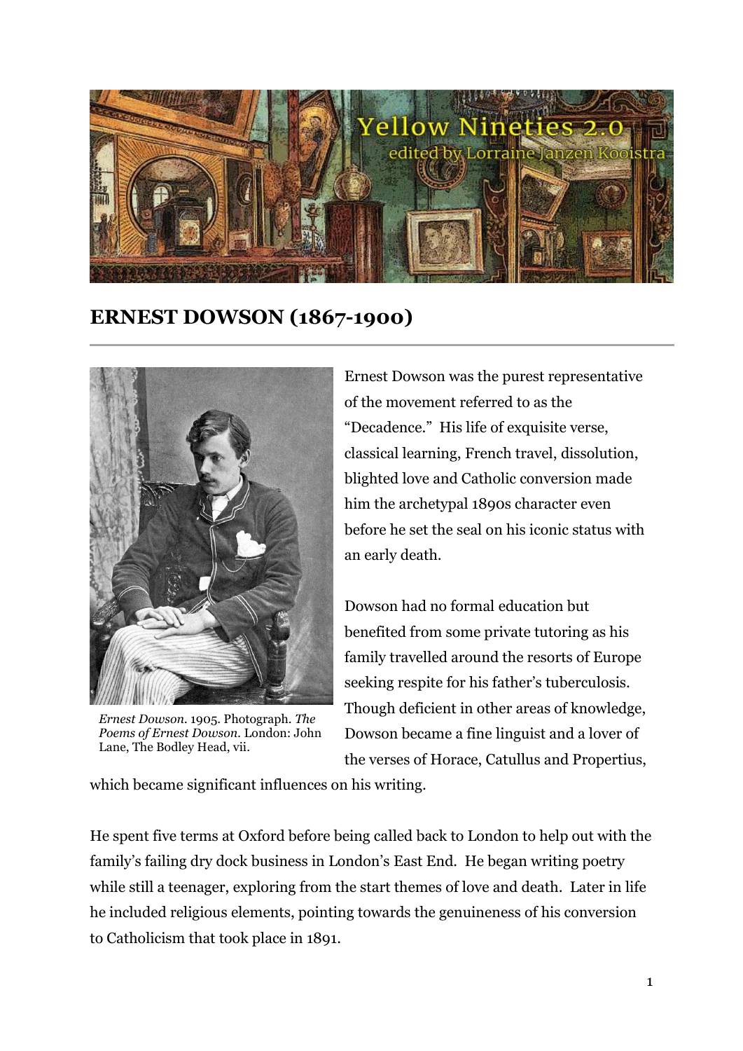# ERNEST DOWSON (1867-1900)

*Ernest Dowson*. 1905. Photograph. *The Poems of Ernest Dowson*. London: John Lane, The Bodley Head, vii.

Ernest Dowson was the purest representative of the movement referred to as the "Decadence." His life of exquisite verse, classical learning, French travel, dissolution, blighted love and Catholic conversion made him the archetypal 1890s character even before he set the seal on his iconic status with an early death.

Dowson had no formal education but benefited from some private tutoring as his family travelled around the resorts of Europe seeking respite for his father's tuberculosis. Though deficient in other areas of knowledge, Dowson became a fine linguist and a lover of the verses of Horace, Catullus and Propertius, which became significant influences on his writing.

He spent five terms at Oxford before being called back to London to help out with the family's failing dry dock business in London's East End. He began writing poetry while still a teenager, exploring from the start themes of love and death. Later in life he included religious elements, pointing towards the genuineness of his conversion to Catholicism that took place in 1891.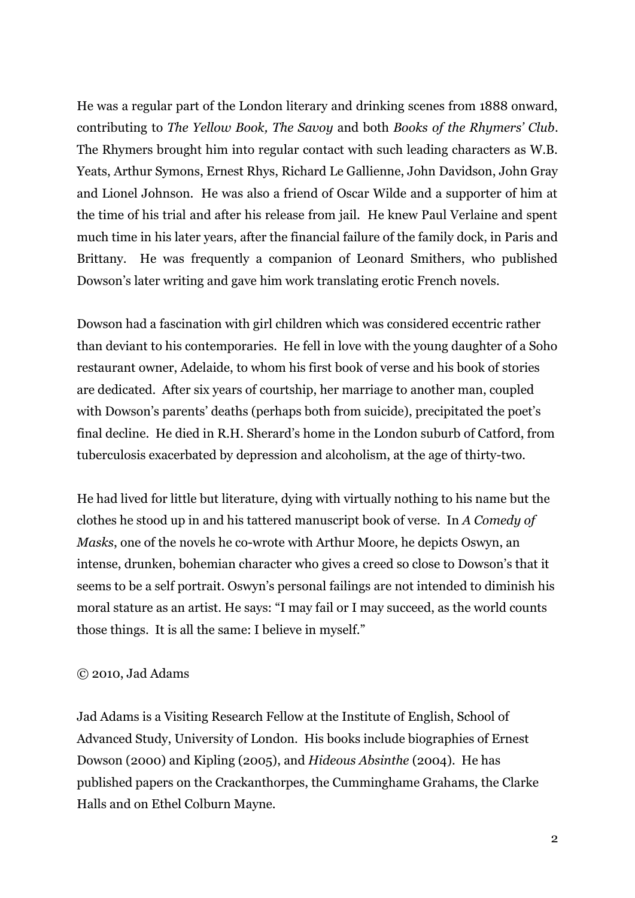He was a regular part of the London literary and drinking scenes from 1888 onward, contributing to *The Yellow Book, The Savoy* and both *Books of the Rhymers' Club*. The Rhymers brought him into regular contact with such leading characters as W.B. Yeats, Arthur Symons, Ernest Rhys, Richard Le Gallienne, John Davidson, John Gray and Lionel Johnson. He was also a friend of Oscar Wilde and a supporter of him at the time of his trial and after his release from jail. He knew Paul Verlaine and spent much time in his later years, after the financial failure of the family dock, in Paris and Brittany. He was frequently a companion of Leonard Smithers, who published Dowson's later writing and gave him work translating erotic French novels.

Dowson had a fascination with girl children which was considered eccentric rather than deviant to his contemporaries. He fell in love with the young daughter of a Soho restaurant owner, Adelaide, to whom his first book of verse and his book of stories are dedicated. After six years of courtship, her marriage to another man, coupled with Dowson's parents' deaths (perhaps both from suicide), precipitated the poet's final decline. He died in R.H. Sherard's home in the London suburb of Catford, from tuberculosis exacerbated by depression and alcoholism, at the age of thirty-two.

He had lived for little but literature, dying with virtually nothing to his name but the clothes he stood up in and his tattered manuscript book of verse. In *A Comedy of Masks*, one of the novels he co-wrote with Arthur Moore, he depicts Oswyn, an intense, drunken, bohemian character who gives a creed so close to Dowson's that it seems to be a self portrait. Oswyn's personal failings are not intended to diminish his moral stature as an artist. He says: "I may fail or I may succeed, as the world counts those things. It is all the same: I believe in myself."

© 2010, Jad Adams

Jad Adams is a Visiting Research Fellow at the Institute of English, School of Advanced Study, University of London. His books include biographies of Ernest Dowson (2000) and Kipling (2005), and *Hideous Absinthe* (2004). He has published papers on the Crackanthorpes, the Cumminghame Grahams, the Clarke Halls and on Ethel Colburn Mayne.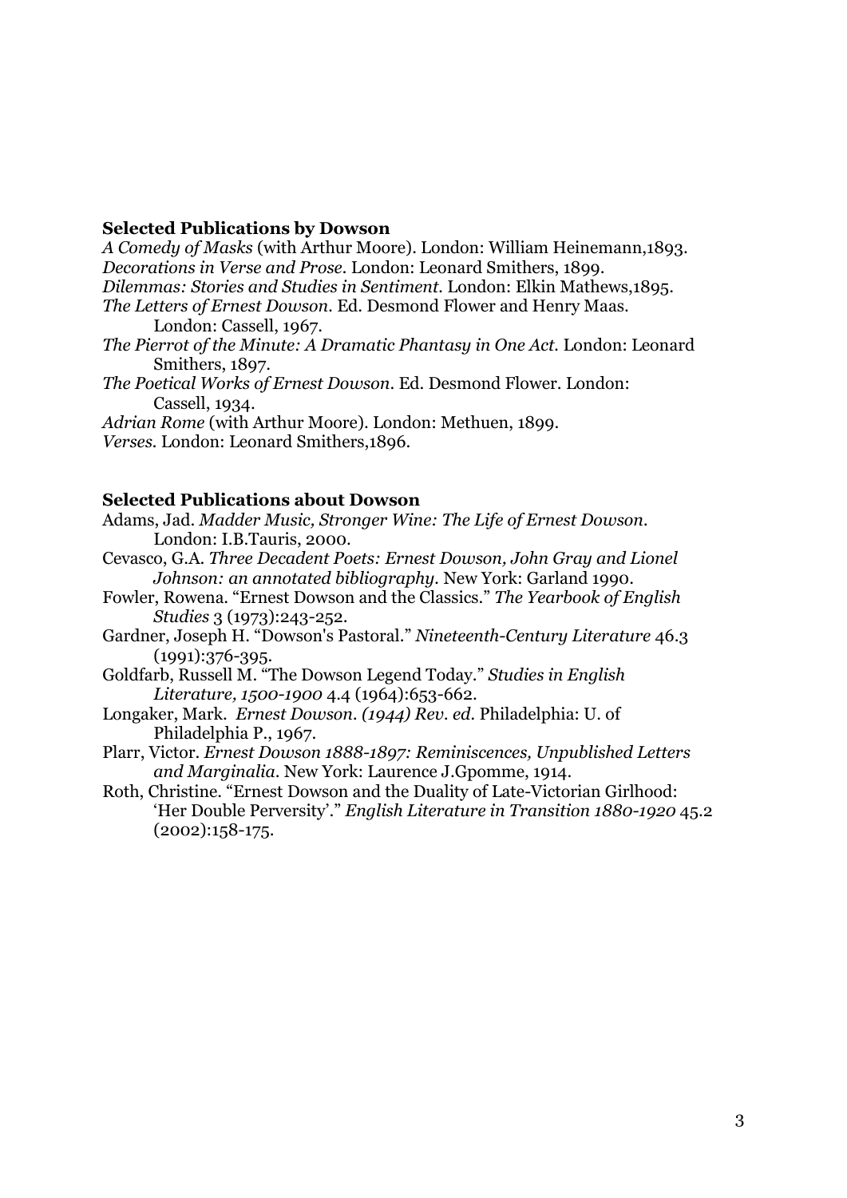### Selected Publications by Dowson

*A Comedy of Masks* (with Arthur Moore). London: William Heinemann,1893.
*Decorations in Verse and Prose*. London: Leonard Smithers, 1899.
*Dilemmas: Stories and Studies in Sentiment*. London: Elkin Mathews,1895.
*The Letters of Ernest Dowson*. Ed. Desmond Flower and Henry Maas. London: Cassell, 1967.
*The Pierrot of the Minute: A Dramatic Phantasy in One Act*. London: Leonard Smithers, 1897.
*The Poetical Works of Ernest Dowson*. Ed. Desmond Flower. London: Cassell, 1934.
*Adrian Rome* (with Arthur Moore). London: Methuen, 1899.
*Verses*. London: Leonard Smithers,1896.

### Selected Publications about Dowson

Adams, Jad. *Madder Music, Stronger Wine: The Life of Ernest Dowson*. London: I.B.Tauris, 2000.
Cevasco, G.A. *Three Decadent Poets: Ernest Dowson, John Gray and Lionel Johnson: an annotated bibliography*. New York: Garland 1990.
Fowler, Rowena. "Ernest Dowson and the Classics." *The Yearbook of English Studies* 3 (1973):243-252.
Gardner, Joseph H. "Dowson's Pastoral." *Nineteenth-Century Literature* 46.3 (1991):376-395.
Goldfarb, Russell M. "The Dowson Legend Today." *Studies in English Literature, 1500-1900* 4.4 (1964):653-662.
Longaker, Mark. *Ernest Dowson. (1944) Rev. ed.* Philadelphia: U. of Philadelphia P., 1967.
Plarr, Victor. *Ernest Dowson 1888-1897: Reminiscences, Unpublished Letters and Marginalia*. New York: Laurence J.Gpomme, 1914.
Roth, Christine. "Ernest Dowson and the Duality of Late-Victorian Girlhood: 'Her Double Perversity'." *English Literature in Transition 1880-1920* 45.2 (2002):158-175.